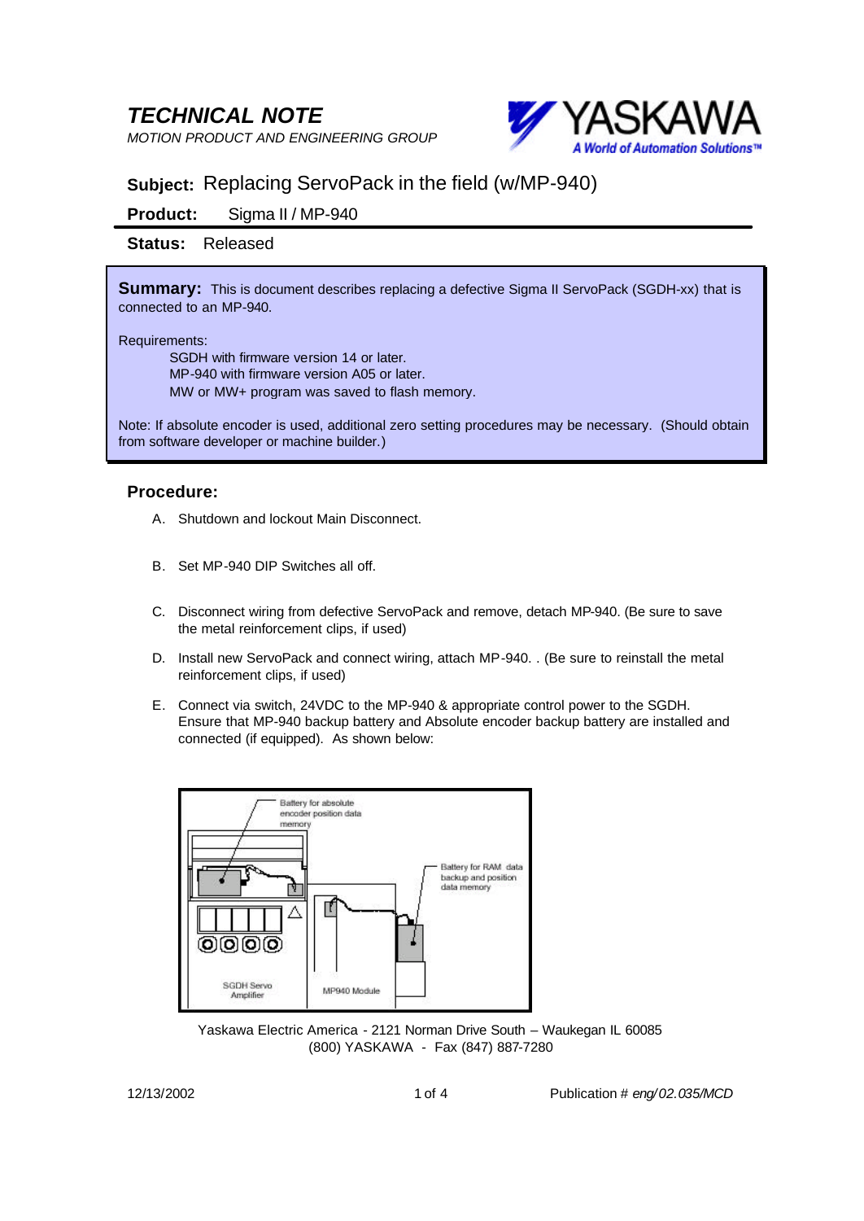# TECHNICAL NOTE

*MOTION PRODUCT AND ENGINEERING GROUP*

**Subject:** Replacing ServoPack in the field (w/MP-940)

**Product:** Sigma II / MP-940

**Status:** Released

**Summary:** This is document describes replacing a defective Sigma II ServoPack (SGDH-xx) that is connected to an MP-940.

Requirements:

SGDH with firmware version 14 or later.
MP-940 with firmware version A05 or later.
MW or MW+ program was saved to flash memory.

Note: If absolute encoder is used, additional zero setting procedures may be necessary. (Should obtain from software developer or machine builder.)

## Procedure:

A. Shutdown and lockout Main Disconnect.

B. Set MP-940 DIP Switches all off.

C. Disconnect wiring from defective ServoPack and remove, detach MP-940. (Be sure to save the metal reinforcement clips, if used)

D. Install new ServoPack and connect wiring, attach MP-940. . (Be sure to reinstall the metal reinforcement clips, if used)

E. Connect via switch, 24VDC to the MP-940 & appropriate control power to the SGDH. Ensure that MP-940 backup battery and Absolute encoder backup battery are installed and connected (if equipped). As shown below:

Battery for absolute encoder position data memory

Battery for RAM data backup and position data memory

SGDH Servo Amplifier

MP940 Module

Yaskawa Electric America - 2121 Norman Drive South – Waukegan IL 60085
(800) YASKAWA - Fax (847) 887-7280

12/13/2002

Publication # *eng/02.035/MCD*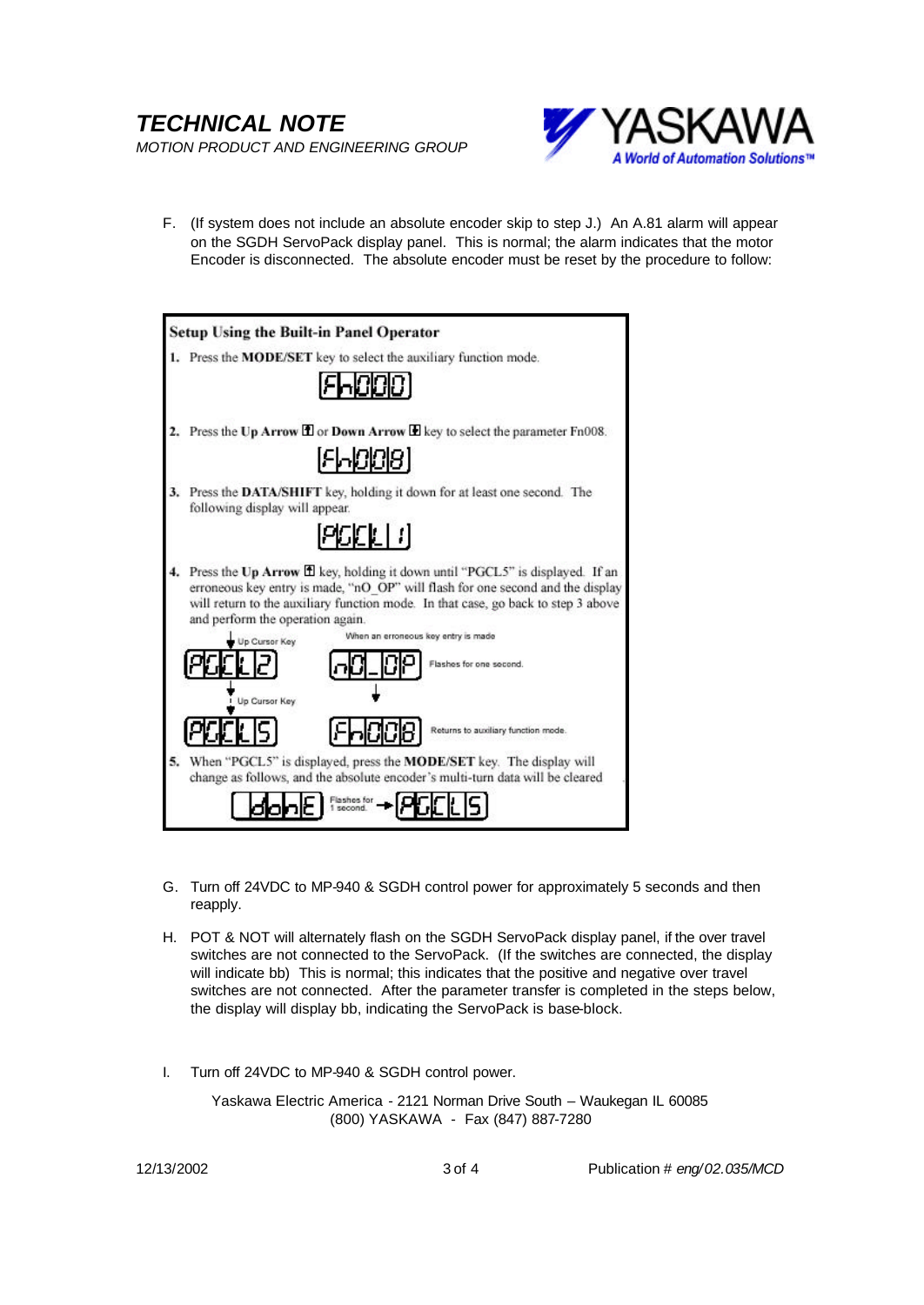F. (If system does not include an absolute encoder skip to step J.) An A.81 alarm will appear on the SGDH ServoPack display panel. This is normal; the alarm indicates that the motor Encoder is disconnected. The absolute encoder must be reset by the procedure to follow:

**Setup Using the Built-in Panel Operator**

1. Press the **MODE/SET** key to select the auxiliary function mode.

   Fn000

2. Press the **Up Arrow** or **Down Arrow** key to select the parameter Fn008.

   Fn008

3. Press the **DATA/SHIFT** key, holding it down for at least one second. The following display will appear.

   PGCL1

4. Press the **Up Arrow** key, holding it down until "PGCL5" is displayed. If an erroneous key entry is made, "nO_OP" will flash for one second and the display will return to the auxiliary function mode. In that case, go back to step 3 above and perform the operation again.

   Up Cursor Key → PGCL2 → Up Cursor Key → PGCL5

   When an erroneous key entry is made: nO_OP (Flashes for one second.) → Fn008 (Returns to auxiliary function mode.)

5. When "PGCL5" is displayed, press the **MODE/SET** key. The display will change as follows, and the absolute encoder's multi-turn data will be cleared

   donE (Flashes for 1 second.) → PGCL5

G. Turn off 24VDC to MP-940 & SGDH control power for approximately 5 seconds and then reapply.

H. POT & NOT will alternately flash on the SGDH ServoPack display panel, if the over travel switches are not connected to the ServoPack. (If the switches are connected, the display will indicate bb) This is normal; this indicates that the positive and negative over travel switches are not connected. After the parameter transfer is completed in the steps below, the display will display bb, indicating the ServoPack is base-block.

I. Turn off 24VDC to MP-940 & SGDH control power.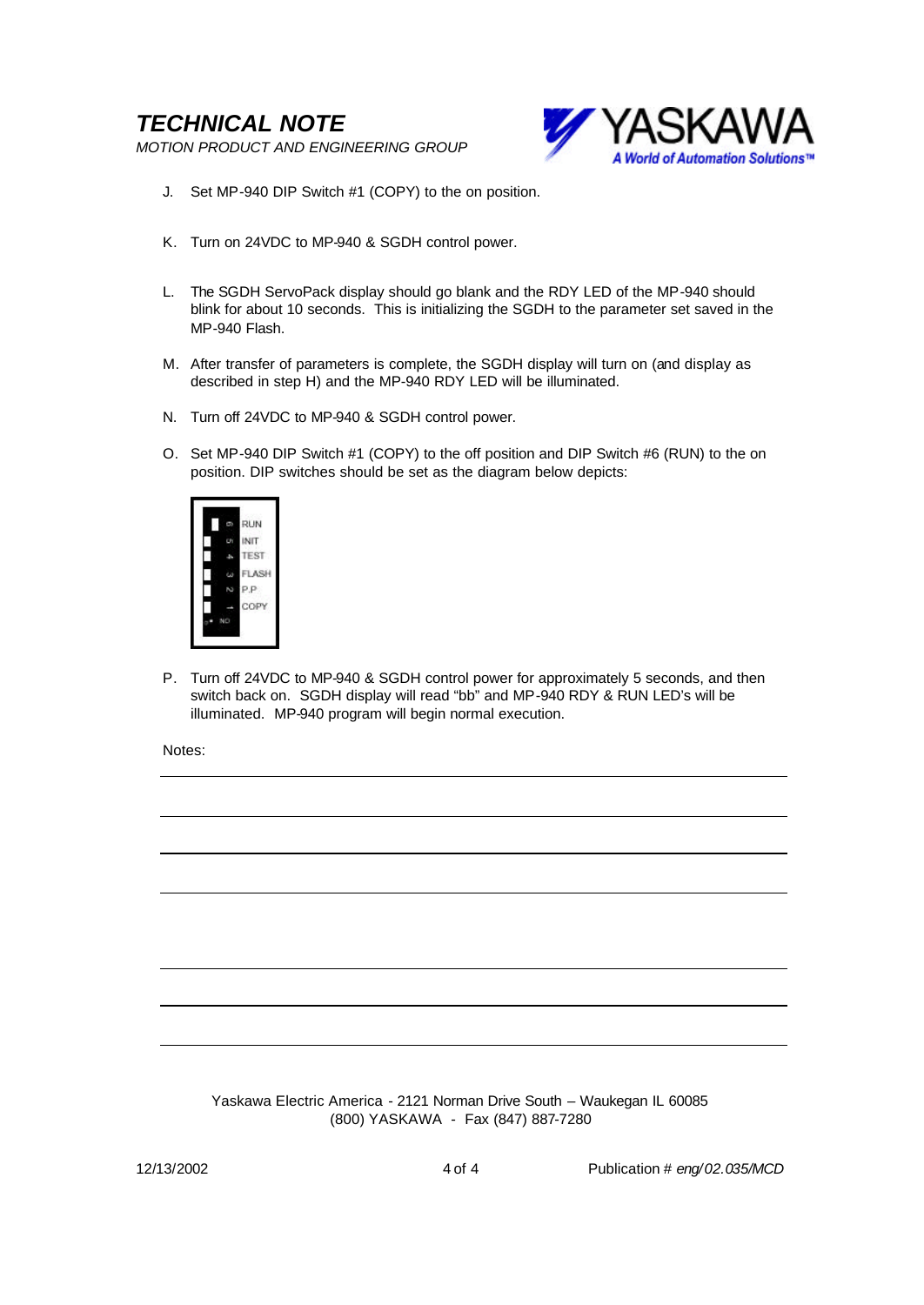J. Set MP-940 DIP Switch #1 (COPY) to the on position.

K. Turn on 24VDC to MP-940 & SGDH control power.

L. The SGDH ServoPack display should go blank and the RDY LED of the MP-940 should blink for about 10 seconds. This is initializing the SGDH to the parameter set saved in the MP-940 Flash.

M. After transfer of parameters is complete, the SGDH display will turn on (and display as described in step H) and the MP-940 RDY LED will be illuminated.

N. Turn off 24VDC to MP-940 & SGDH control power.

O. Set MP-940 DIP Switch #1 (COPY) to the off position and DIP Switch #6 (RUN) to the on position. DIP switches should be set as the diagram below depicts:

6 RUN
5 INIT
4 TEST
3 FLASH
2 P.P
1 COPY
NO

P. Turn off 24VDC to MP-940 & SGDH control power for approximately 5 seconds, and then switch back on. SGDH display will read "bb" and MP-940 RDY & RUN LED's will be illuminated. MP-940 program will begin normal execution.

Notes:

Yaskawa Electric America - 2121 Norman Drive South – Waukegan IL 60085
(800) YASKAWA - Fax (847) 887-7280